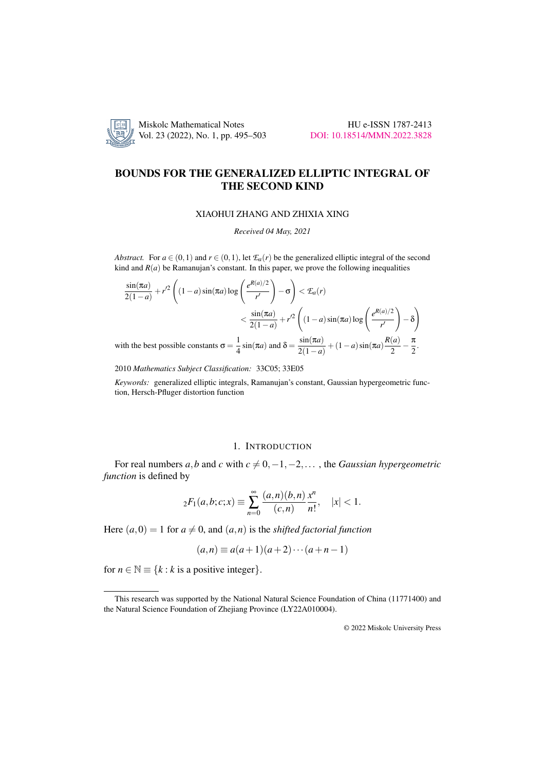# BOUNDS FOR THE GENERALIZED ELLIPTIC INTEGRAL OF THE SECOND KIND

XIAOHUI ZHANG AND ZHIXIA XING

*Received 04 May, 2021*

*Abstract.* For $a \in (0,1)$ and $r \in (0,1)$, let $\mathcal{E}_a(r)$ be the generalized elliptic integral of the second kind and $R(a)$ be Ramanujan's constant. In this paper, we prove the following inequalities

$$\frac{\sin(\pi a)}{2(1-a)} + r'^2\left((1-a)\sin(\pi a)\log\left(\frac{e^{R(a)/2}}{r'}\right) - \sigma\right) < \mathcal{E}_a(r)$$
$$< \frac{\sin(\pi a)}{2(1-a)} + r'^2\left((1-a)\sin(\pi a)\log\left(\frac{e^{R(a)/2}}{r'}\right) - \delta\right)$$

with the best possible constants $\sigma = \frac{1}{4}\sin(\pi a)$ and $\delta = \frac{\sin(\pi a)}{2(1-a)} + (1-a)\sin(\pi a)\frac{R(a)}{2} - \frac{\pi}{2}$.

2010 *Mathematics Subject Classification:* 33C05; 33E05

*Keywords:* generalized elliptic integrals, Ramanujan's constant, Gaussian hypergeometric function, Hersch-Pfluger distortion function

## 1. INTRODUCTION

For real numbers $a, b$ and $c$ with $c \neq 0, -1, -2, \ldots$, the *Gaussian hypergeometric function* is defined by

$${}_2F_1(a,b;c;x) \equiv \sum_{n=0}^{\infty} \frac{(a,n)(b,n)}{(c,n)} \frac{x^n}{n!}, \quad |x| < 1.$$

Here $(a,0) = 1$ for $a \neq 0$, and $(a,n)$ is the *shifted factorial function*

$$(a,n) \equiv a(a+1)(a+2)\cdots(a+n-1)$$

for $n \in \mathbb{N} \equiv \{k : k \text{ is a positive integer}\}$.

---

This research was supported by the National Natural Science Foundation of China (11771400) and the Natural Science Foundation of Zhejiang Province (LY22A010004).

© 2022 Miskolc University Press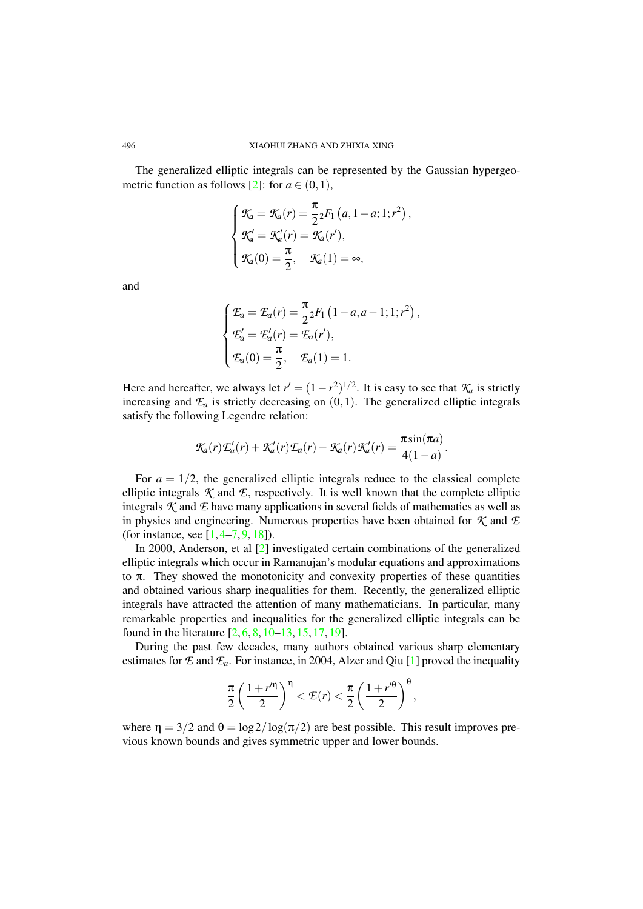The generalized elliptic integrals can be represented by the Gaussian hypergeometric function as follows [2]: for $a \in (0,1)$,

$$
\begin{cases}
\mathcal{K}_a = \mathcal{K}_a(r) = \dfrac{\pi}{2} {}_2F_1\left(a, 1-a; 1; r^2\right), \\
\mathcal{K}_a' = \mathcal{K}_a'(r) = \mathcal{K}_a(r'), \\
\mathcal{K}_a(0) = \dfrac{\pi}{2}, \quad \mathcal{K}_a(1) = \infty,
\end{cases}
$$

and

$$
\begin{cases}
\mathcal{E}_a = \mathcal{E}_a(r) = \dfrac{\pi}{2} {}_2F_1\left(1-a, a-1; 1; r^2\right), \\
\mathcal{E}_a' = \mathcal{E}_a'(r) = \mathcal{E}_a(r'), \\
\mathcal{E}_a(0) = \dfrac{\pi}{2}, \quad \mathcal{E}_a(1) = 1.
\end{cases}
$$

Here and hereafter, we always let $r' = (1-r^2)^{1/2}$. It is easy to see that $\mathcal{K}_a$ is strictly increasing and $\mathcal{E}_a$ is strictly decreasing on $(0,1)$. The generalized elliptic integrals satisfy the following Legendre relation:

$$
\mathcal{K}_a(r)\mathcal{E}_a'(r) + \mathcal{K}_a'(r)\mathcal{E}_a(r) - \mathcal{K}_a(r)\mathcal{K}_a'(r) = \frac{\pi \sin(\pi a)}{4(1-a)}.
$$

For $a = 1/2$, the generalized elliptic integrals reduce to the classical complete elliptic integrals $\mathcal{K}$ and $\mathcal{E}$, respectively. It is well known that the complete elliptic integrals $\mathcal{K}$ and $\mathcal{E}$ have many applications in several fields of mathematics as well as in physics and engineering. Numerous properties have been obtained for $\mathcal{K}$ and $\mathcal{E}$ (for instance, see [1, 4–7, 9, 18]).

In 2000, Anderson, et al [2] investigated certain combinations of the generalized elliptic integrals which occur in Ramanujan's modular equations and approximations to $\pi$. They showed the monotonicity and convexity properties of these quantities and obtained various sharp inequalities for them. Recently, the generalized elliptic integrals have attracted the attention of many mathematicians. In particular, many remarkable properties and inequalities for the generalized elliptic integrals can be found in the literature [2, 6, 8, 10–13, 15, 17, 19].

During the past few decades, many authors obtained various sharp elementary estimates for $\mathcal{E}$ and $\mathcal{E}_a$. For instance, in 2004, Alzer and Qiu [1] proved the inequality

$$
\frac{\pi}{2}\left(\frac{1+r'^{\eta}}{2}\right)^{\eta} < \mathcal{E}(r) < \frac{\pi}{2}\left(\frac{1+r'^{\theta}}{2}\right)^{\theta},
$$

where $\eta = 3/2$ and $\theta = \log 2/\log(\pi/2)$ are best possible. This result improves previous known bounds and gives symmetric upper and lower bounds.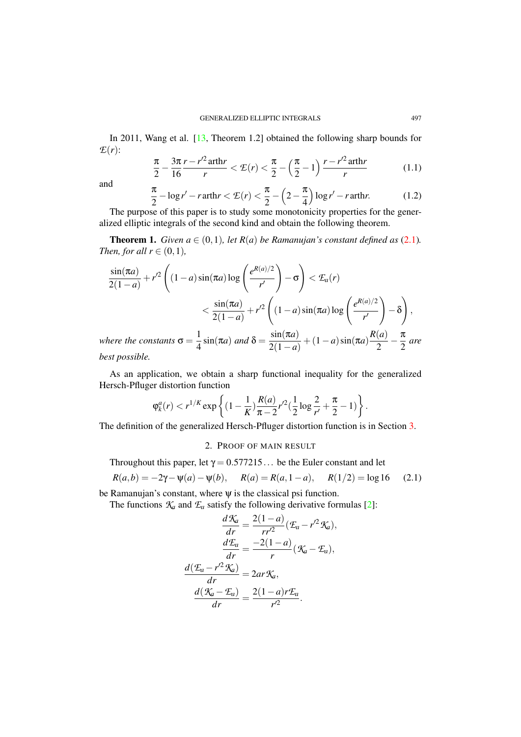In 2011, Wang et al. [13, Theorem 1.2] obtained the following sharp bounds for $\mathcal{E}(r)$:

$$\frac{\pi}{2}-\frac{3\pi}{16}\frac{r-r'^2\,\mathrm{arth}r}{r}<\mathcal{E}(r)<\frac{\pi}{2}-\left(\frac{\pi}{2}-1\right)\frac{r-r'^2\,\mathrm{arth}r}{r} \tag{1.1}$$

and

$$\frac{\pi}{2}-\log r'-r\,\mathrm{arth}r<\mathcal{E}(r)<\frac{\pi}{2}-\left(2-\frac{\pi}{4}\right)\log r'-r\,\mathrm{arth}r. \tag{1.2}$$

The purpose of this paper is to study some monotonicity properties for the generalized elliptic integrals of the second kind and obtain the following theorem.

**Theorem 1.** *Given $a\in(0,1)$, let $R(a)$ be Ramanujan's constant defined as (2.1). Then, for all $r\in(0,1)$,*

$$\frac{\sin(\pi a)}{2(1-a)}+r'^2\left((1-a)\sin(\pi a)\log\left(\frac{e^{R(a)/2}}{r'}\right)-\sigma\right)<\mathcal{E}_a(r)$$
$$<\frac{\sin(\pi a)}{2(1-a)}+r'^2\left((1-a)\sin(\pi a)\log\left(\frac{e^{R(a)/2}}{r'}\right)-\delta\right),$$

*where the constants $\sigma=\frac{1}{4}\sin(\pi a)$ and $\delta=\frac{\sin(\pi a)}{2(1-a)}+(1-a)\sin(\pi a)\frac{R(a)}{2}-\frac{\pi}{2}$ are best possible.*

As an application, we obtain a sharp functional inequality for the generalized Hersch-Pfluger distortion function

$$\varphi_k^a(r)<r^{1/K}\exp\left\{(1-\frac{1}{K})\frac{R(a)}{\pi-2}r'^2(\frac{1}{2}\log\frac{2}{r'}+\frac{\pi}{2}-1)\right\}.$$

The definition of the generalized Hersch-Pfluger distortion function is in Section 3.

## 2. Proof of main result

Throughout this paper, let $\gamma=0.577215\ldots$ be the Euler constant and let

$$R(a,b)=-2\gamma-\psi(a)-\psi(b),\qquad R(a)=R(a,1-a),\qquad R(1/2)=\log 16 \tag{2.1}$$

be Ramanujan's constant, where $\psi$ is the classical psi function.

The functions $\mathcal{K}_a$ and $\mathcal{E}_a$ satisfy the following derivative formulas [2]:

$$\frac{d\mathcal{K}_a}{dr}=\frac{2(1-a)}{rr'^2}(\mathcal{E}_a-r'^2\mathcal{K}_a),$$
$$\frac{d\mathcal{E}_a}{dr}=\frac{-2(1-a)}{r}(\mathcal{K}_a-\mathcal{E}_a),$$
$$\frac{d(\mathcal{E}_a-r'^2\mathcal{K}_a)}{dr}=2ar\mathcal{K}_a,$$
$$\frac{d(\mathcal{K}_a-\mathcal{E}_a)}{dr}=\frac{2(1-a)r\mathcal{E}_a}{r'^2}.$$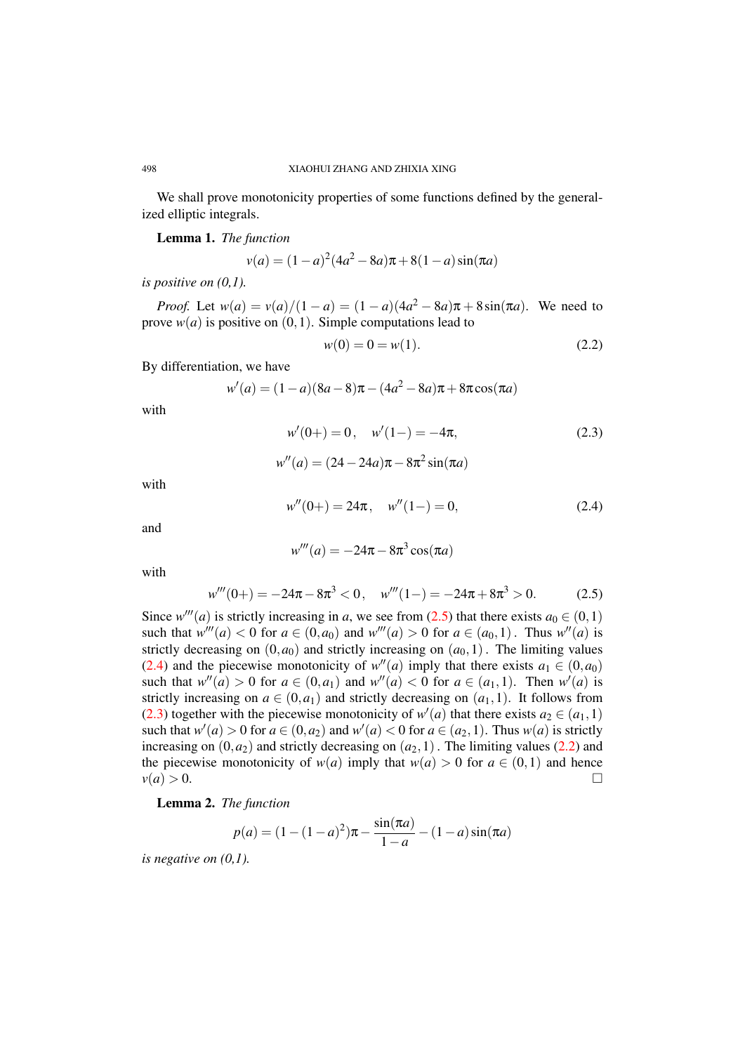We shall prove monotonicity properties of some functions defined by the generalized elliptic integrals.

**Lemma 1.** *The function*

$$v(a) = (1-a)^2(4a^2-8a)\pi + 8(1-a)\sin(\pi a)$$

*is positive on (0,1).*

*Proof.* Let $w(a) = v(a)/(1-a) = (1-a)(4a^2-8a)\pi + 8\sin(\pi a)$. We need to prove $w(a)$ is positive on $(0,1)$. Simple computations lead to

$$w(0) = 0 = w(1). \tag{2.2}$$

By differentiation, we have

$$w'(a) = (1-a)(8a-8)\pi - (4a^2-8a)\pi + 8\pi\cos(\pi a)$$

with

$$w'(0+) = 0, \quad w'(1-) = -4\pi, \tag{2.3}$$

$$w''(a) = (24-24a)\pi - 8\pi^2\sin(\pi a)$$

with

$$w''(0+) = 24\pi, \quad w''(1-) = 0, \tag{2.4}$$

and

$$w'''(a) = -24\pi - 8\pi^3\cos(\pi a)$$

with

$$w'''(0+) = -24\pi - 8\pi^3 < 0, \quad w'''(1-) = -24\pi + 8\pi^3 > 0. \tag{2.5}$$

Since $w'''(a)$ is strictly increasing in $a$, we see from (2.5) that there exists $a_0 \in (0,1)$ such that $w'''(a) < 0$ for $a \in (0,a_0)$ and $w'''(a) > 0$ for $a \in (a_0,1)$. Thus $w''(a)$ is strictly decreasing on $(0,a_0)$ and strictly increasing on $(a_0,1)$. The limiting values (2.4) and the piecewise monotonicity of $w''(a)$ imply that there exists $a_1 \in (0,a_0)$ such that $w''(a) > 0$ for $a \in (0,a_1)$ and $w''(a) < 0$ for $a \in (a_1,1)$. Then $w'(a)$ is strictly increasing on $a \in (0,a_1)$ and strictly decreasing on $(a_1,1)$. It follows from (2.3) together with the piecewise monotonicity of $w'(a)$ that there exists $a_2 \in (a_1,1)$ such that $w'(a) > 0$ for $a \in (0,a_2)$ and $w'(a) < 0$ for $a \in (a_2,1)$. Thus $w(a)$ is strictly increasing on $(0,a_2)$ and strictly decreasing on $(a_2,1)$. The limiting values (2.2) and the piecewise monotonicity of $w(a)$ imply that $w(a) > 0$ for $a \in (0,1)$ and hence $v(a) > 0$. $\square$

**Lemma 2.** *The function*

$$p(a) = (1-(1-a)^2)\pi - \frac{\sin(\pi a)}{1-a} - (1-a)\sin(\pi a)$$

*is negative on (0,1).*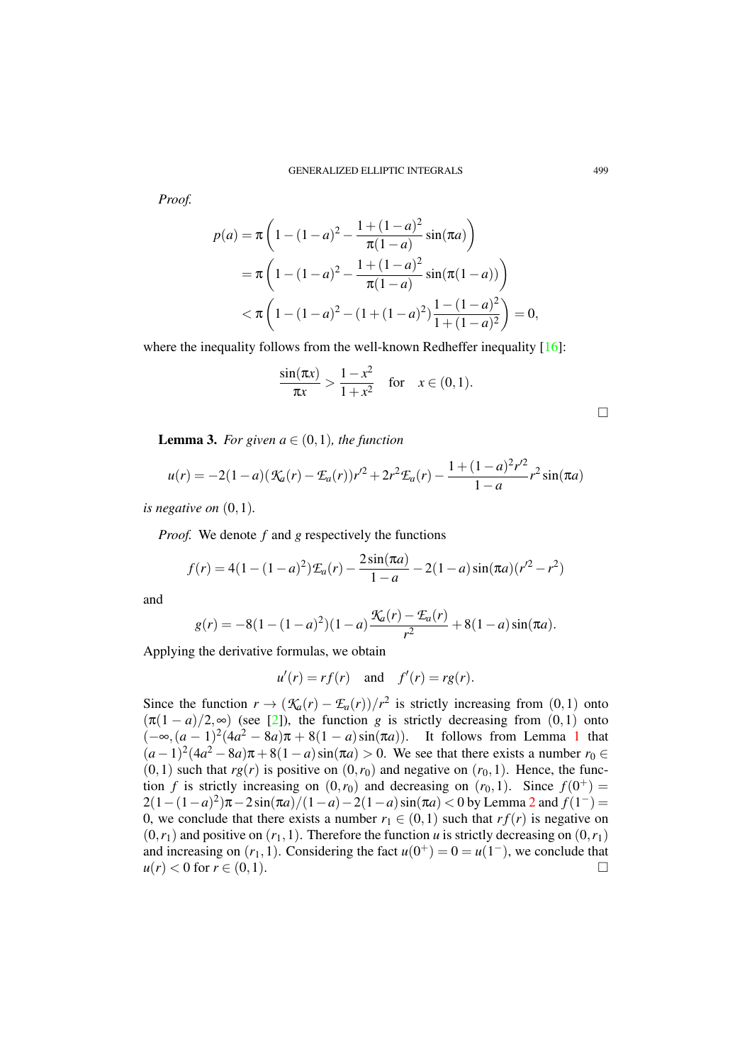*Proof.*

$$
\begin{aligned}
p(a) &= \pi\left(1-(1-a)^2 - \frac{1+(1-a)^2}{\pi(1-a)}\sin(\pi a)\right)\\
&= \pi\left(1-(1-a)^2 - \frac{1+(1-a)^2}{\pi(1-a)}\sin(\pi(1-a))\right)\\
&< \pi\left(1-(1-a)^2 - (1+(1-a)^2)\frac{1-(1-a)^2}{1+(1-a)^2}\right) = 0,
\end{aligned}
$$

where the inequality follows from the well-known Redheffer inequality [16]:

$$
\frac{\sin(\pi x)}{\pi x} > \frac{1-x^2}{1+x^2} \quad \text{for} \quad x\in(0,1).
$$

□

**Lemma 3.** *For given $a\in(0,1)$, the function*

$$
u(r) = -2(1-a)(\mathcal{K}_a(r)-\mathcal{E}_a(r))r'^2 + 2r^2\mathcal{E}_a(r) - \frac{1+(1-a)^2 r'^2}{1-a} r^2\sin(\pi a)
$$

*is negative on $(0,1)$.*

*Proof.* We denote $f$ and $g$ respectively the functions

$$
f(r) = 4(1-(1-a)^2)\mathcal{E}_a(r) - \frac{2\sin(\pi a)}{1-a} - 2(1-a)\sin(\pi a)(r'^2 - r^2)
$$

and

$$
g(r) = -8(1-(1-a)^2)(1-a)\frac{\mathcal{K}_a(r)-\mathcal{E}_a(r)}{r^2} + 8(1-a)\sin(\pi a).
$$

Applying the derivative formulas, we obtain

$$
u'(r) = rf(r) \quad \text{and} \quad f'(r) = rg(r).
$$

Since the function $r\to(\mathcal{K}_a(r)-\mathcal{E}_a(r))/r^2$ is strictly increasing from $(0,1)$ onto $(\pi(1-a)/2,\infty)$ (see [2]), the function $g$ is strictly decreasing from $(0,1)$ onto $(-\infty,(a-1)^2(4a^2-8a)\pi+8(1-a)\sin(\pi a))$. It follows from Lemma 1 that $(a-1)^2(4a^2-8a)\pi+8(1-a)\sin(\pi a)>0$. We see that there exists a number $r_0\in(0,1)$ such that $rg(r)$ is positive on $(0,r_0)$ and negative on $(r_0,1)$. Hence, the function $f$ is strictly increasing on $(0,r_0)$ and decreasing on $(r_0,1)$. Since $f(0^+) = 2(1-(1-a)^2)\pi - 2\sin(\pi a)/(1-a) - 2(1-a)\sin(\pi a) < 0$ by Lemma 2 and $f(1^-) = 0$, we conclude that there exists a number $r_1\in(0,1)$ such that $rf(r)$ is negative on $(0,r_1)$ and positive on $(r_1,1)$. Therefore the function $u$ is strictly decreasing on $(0,r_1)$ and increasing on $(r_1,1)$. Considering the fact $u(0^+)=0=u(1^-)$, we conclude that $u(r)<0$ for $r\in(0,1)$. □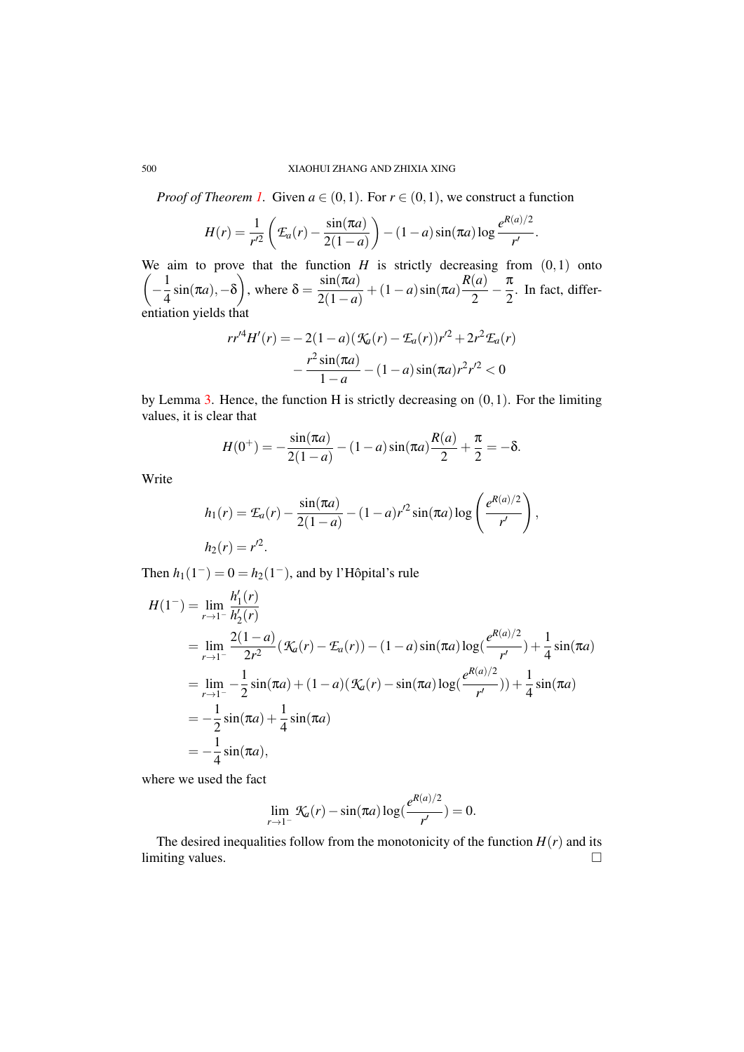*Proof of Theorem 1.* Given $a \in (0,1)$. For $r \in (0,1)$, we construct a function

$$H(r) = \frac{1}{r'^2}\left(\mathcal{E}_a(r) - \frac{\sin(\pi a)}{2(1-a)}\right) - (1-a)\sin(\pi a)\log\frac{e^{R(a)/2}}{r'}.$$

We aim to prove that the function $H$ is strictly decreasing from $(0,1)$ onto $\left(-\frac{1}{4}\sin(\pi a), -\delta\right)$, where $\delta = \frac{\sin(\pi a)}{2(1-a)} + (1-a)\sin(\pi a)\frac{R(a)}{2} - \frac{\pi}{2}$. In fact, differentiation yields that

$$\begin{aligned} rr'^4 H'(r) = &-2(1-a)(\mathcal{K}_a(r) - \mathcal{E}_a(r))r'^2 + 2r^2\mathcal{E}_a(r) \\ &- \frac{r^2\sin(\pi a)}{1-a} - (1-a)\sin(\pi a)r^2 r'^2 < 0 \end{aligned}$$

by Lemma 3. Hence, the function H is strictly decreasing on $(0,1)$. For the limiting values, it is clear that

$$H(0^+) = -\frac{\sin(\pi a)}{2(1-a)} - (1-a)\sin(\pi a)\frac{R(a)}{2} + \frac{\pi}{2} = -\delta.$$

Write

$$\begin{aligned} h_1(r) &= \mathcal{E}_a(r) - \frac{\sin(\pi a)}{2(1-a)} - (1-a)r'^2\sin(\pi a)\log\left(\frac{e^{R(a)/2}}{r'}\right), \\ h_2(r) &= r'^2. \end{aligned}$$

Then $h_1(1^-) = 0 = h_2(1^-)$, and by l'Hôpital's rule

$$\begin{aligned} H(1^-) &= \lim_{r\to 1^-}\frac{h_1'(r)}{h_2'(r)} \\ &= \lim_{r\to 1^-}\frac{2(1-a)}{2r^2}(\mathcal{K}_a(r) - \mathcal{E}_a(r)) - (1-a)\sin(\pi a)\log\left(\frac{e^{R(a)/2}}{r'}\right) + \frac{1}{4}\sin(\pi a) \\ &= \lim_{r\to 1^-} -\frac{1}{2}\sin(\pi a) + (1-a)\left(\mathcal{K}_a(r) - \sin(\pi a)\log\left(\frac{e^{R(a)/2}}{r'}\right)\right) + \frac{1}{4}\sin(\pi a) \\ &= -\frac{1}{2}\sin(\pi a) + \frac{1}{4}\sin(\pi a) \\ &= -\frac{1}{4}\sin(\pi a), \end{aligned}$$

where we used the fact

$$\lim_{r\to 1^-}\mathcal{K}_a(r) - \sin(\pi a)\log\left(\frac{e^{R(a)/2}}{r'}\right) = 0.$$

The desired inequalities follow from the monotonicity of the function $H(r)$ and its limiting values. $\square$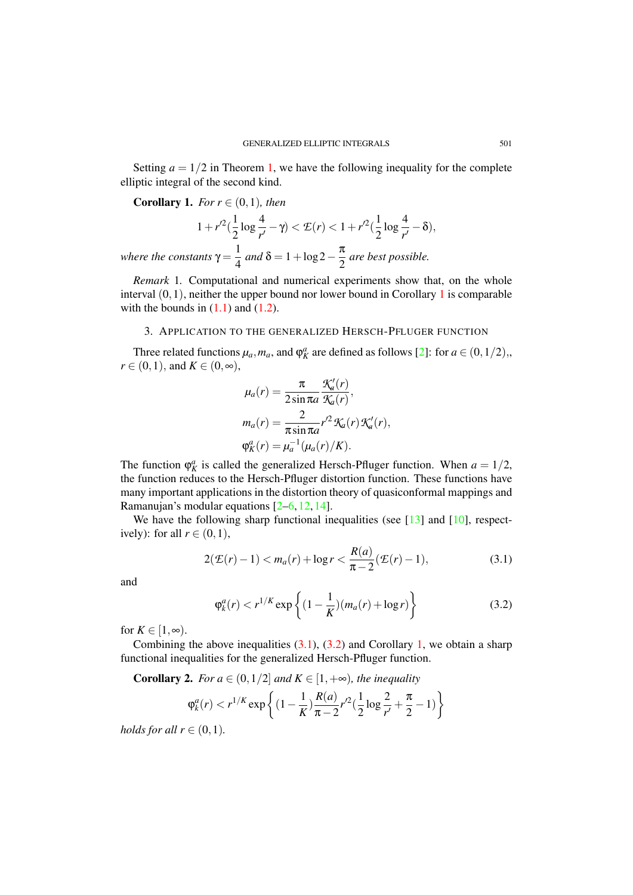Setting $a = 1/2$ in Theorem 1, we have the following inequality for the complete elliptic integral of the second kind.

**Corollary 1.** *For $r \in (0,1)$, then*

$$1 + r'^2\left(\frac{1}{2}\log\frac{4}{r'} - \gamma\right) < \mathcal{E}(r) < 1 + r'^2\left(\frac{1}{2}\log\frac{4}{r'} - \delta\right),$$

*where the constants $\gamma = \dfrac{1}{4}$ and $\delta = 1 + \log 2 - \dfrac{\pi}{2}$ are best possible.*

*Remark* 1. Computational and numerical experiments show that, on the whole interval $(0,1)$, neither the upper bound nor lower bound in Corollary 1 is comparable with the bounds in (1.1) and (1.2).

## 3. Application to the generalized Hersch-Pfluger function

Three related functions $\mu_a, m_a$, and $\varphi_K^a$ are defined as follows [2]: for $a \in (0,1/2)$,, $r \in (0,1)$, and $K \in (0,\infty)$,

$$\mu_a(r) = \frac{\pi}{2\sin\pi a}\frac{\mathcal{K}_a'(r)}{\mathcal{K}_a(r)},$$

$$m_a(r) = \frac{2}{\pi\sin\pi a}r'^2\mathcal{K}_a(r)\mathcal{K}_a'(r),$$

$$\varphi_K^a(r) = \mu_a^{-1}(\mu_a(r)/K).$$

The function $\varphi_K^a$ is called the generalized Hersch-Pfluger function. When $a = 1/2$, the function reduces to the Hersch-Pfluger distortion function. These functions have many important applications in the distortion theory of quasiconformal mappings and Ramanujan's modular equations [2–6, 12, 14].

We have the following sharp functional inequalities (see [13] and [10], respectively): for all $r \in (0,1)$,

$$2(\mathcal{E}(r) - 1) < m_a(r) + \log r < \frac{R(a)}{\pi - 2}(\mathcal{E}(r) - 1), \tag{3.1}$$

and

$$\varphi_k^a(r) < r^{1/K}\exp\left\{\left(1 - \frac{1}{K}\right)(m_a(r) + \log r)\right\} \tag{3.2}$$

for $K \in [1,\infty)$.

Combining the above inequalities (3.1), (3.2) and Corollary 1, we obtain a sharp functional inequalities for the generalized Hersch-Pfluger function.

**Corollary 2.** *For $a \in (0,1/2]$ and $K \in [1,+\infty)$, the inequality*

$$\varphi_k^a(r) < r^{1/K}\exp\left\{\left(1 - \frac{1}{K}\right)\frac{R(a)}{\pi - 2}r'^2\left(\frac{1}{2}\log\frac{2}{r'} + \frac{\pi}{2} - 1\right)\right\}$$

*holds for all $r \in (0,1)$.*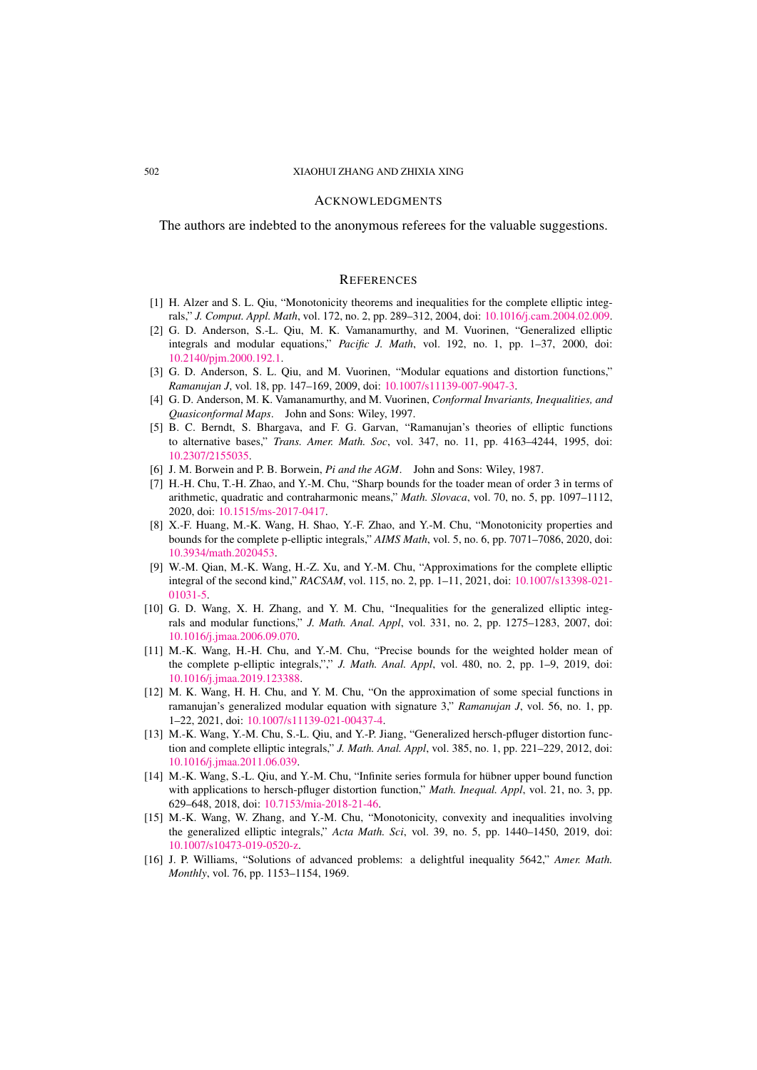## ACKNOWLEDGMENTS

The authors are indebted to the anonymous referees for the valuable suggestions.

## REFERENCES

[1] H. Alzer and S. L. Qiu, "Monotonicity theorems and inequalities for the complete elliptic integrals," *J. Comput. Appl. Math*, vol. 172, no. 2, pp. 289–312, 2004, doi: 10.1016/j.cam.2004.02.009.

[2] G. D. Anderson, S.-L. Qiu, M. K. Vamanamurthy, and M. Vuorinen, "Generalized elliptic integrals and modular equations," *Pacific J. Math*, vol. 192, no. 1, pp. 1–37, 2000, doi: 10.2140/pjm.2000.192.1.

[3] G. D. Anderson, S. L. Qiu, and M. Vuorinen, "Modular equations and distortion functions," *Ramanujan J*, vol. 18, pp. 147–169, 2009, doi: 10.1007/s11139-007-9047-3.

[4] G. D. Anderson, M. K. Vamanamurthy, and M. Vuorinen, *Conformal Invariants, Inequalities, and Quasiconformal Maps*. John and Sons: Wiley, 1997.

[5] B. C. Berndt, S. Bhargava, and F. G. Garvan, "Ramanujan's theories of elliptic functions to alternative bases," *Trans. Amer. Math. Soc*, vol. 347, no. 11, pp. 4163–4244, 1995, doi: 10.2307/2155035.

[6] J. M. Borwein and P. B. Borwein, *Pi and the AGM*. John and Sons: Wiley, 1987.

[7] H.-H. Chu, T.-H. Zhao, and Y.-M. Chu, "Sharp bounds for the toader mean of order 3 in terms of arithmetic, quadratic and contraharmonic means," *Math. Slovaca*, vol. 70, no. 5, pp. 1097–1112, 2020, doi: 10.1515/ms-2017-0417.

[8] X.-F. Huang, M.-K. Wang, H. Shao, Y.-F. Zhao, and Y.-M. Chu, "Monotonicity properties and bounds for the complete p-elliptic integrals," *AIMS Math*, vol. 5, no. 6, pp. 7071–7086, 2020, doi: 10.3934/math.2020453.

[9] W.-M. Qian, M.-K. Wang, H.-Z. Xu, and Y.-M. Chu, "Approximations for the complete elliptic integral of the second kind," *RACSAM*, vol. 115, no. 2, pp. 1–11, 2021, doi: 10.1007/s13398-021-01031-5.

[10] G. D. Wang, X. H. Zhang, and Y. M. Chu, "Inequalities for the generalized elliptic integrals and modular functions," *J. Math. Anal. Appl*, vol. 331, no. 2, pp. 1275–1283, 2007, doi: 10.1016/j.jmaa.2006.09.070.

[11] M.-K. Wang, H.-H. Chu, and Y.-M. Chu, "Precise bounds for the weighted holder mean of the complete p-elliptic integrals,"," *J. Math. Anal. Appl*, vol. 480, no. 2, pp. 1–9, 2019, doi: 10.1016/j.jmaa.2019.123388.

[12] M. K. Wang, H. H. Chu, and Y. M. Chu, "On the approximation of some special functions in ramanujan's generalized modular equation with signature 3," *Ramanujan J*, vol. 56, no. 1, pp. 1–22, 2021, doi: 10.1007/s11139-021-00437-4.

[13] M.-K. Wang, Y.-M. Chu, S.-L. Qiu, and Y.-P. Jiang, "Generalized hersch-pfluger distortion function and complete elliptic integrals," *J. Math. Anal. Appl*, vol. 385, no. 1, pp. 221–229, 2012, doi: 10.1016/j.jmaa.2011.06.039.

[14] M.-K. Wang, S.-L. Qiu, and Y.-M. Chu, "Infinite series formula for hübner upper bound function with applications to hersch-pfluger distortion function," *Math. Inequal. Appl*, vol. 21, no. 3, pp. 629–648, 2018, doi: 10.7153/mia-2018-21-46.

[15] M.-K. Wang, W. Zhang, and Y.-M. Chu, "Monotonicity, convexity and inequalities involving the generalized elliptic integrals," *Acta Math. Sci*, vol. 39, no. 5, pp. 1440–1450, 2019, doi: 10.1007/s10473-019-0520-z.

[16] J. P. Williams, "Solutions of advanced problems: a delightful inequality 5642," *Amer. Math. Monthly*, vol. 76, pp. 1153–1154, 1969.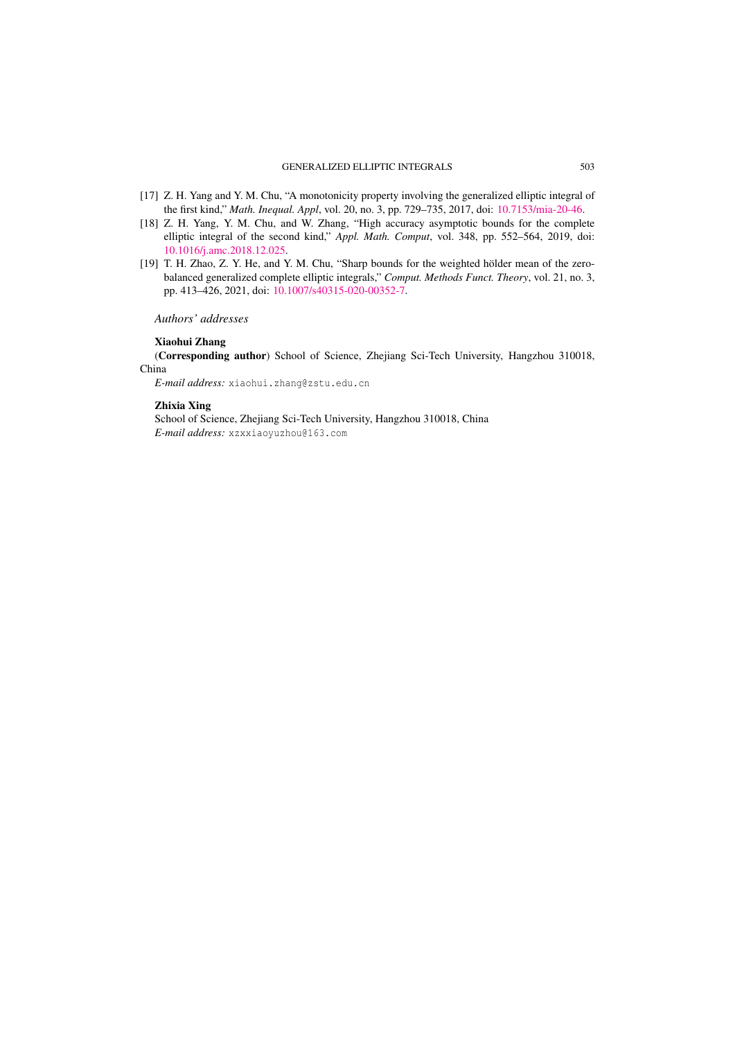[17] Z. H. Yang and Y. M. Chu, "A monotonicity property involving the generalized elliptic integral of the first kind," *Math. Inequal. Appl*, vol. 20, no. 3, pp. 729–735, 2017, doi: 10.7153/mia-20-46.

[18] Z. H. Yang, Y. M. Chu, and W. Zhang, "High accuracy asymptotic bounds for the complete elliptic integral of the second kind," *Appl. Math. Comput*, vol. 348, pp. 552–564, 2019, doi: 10.1016/j.amc.2018.12.025.

[19] T. H. Zhao, Z. Y. He, and Y. M. Chu, "Sharp bounds for the weighted hölder mean of the zero-balanced generalized complete elliptic integrals," *Comput. Methods Funct. Theory*, vol. 21, no. 3, pp. 413–426, 2021, doi: 10.1007/s40315-020-00352-7.

*Authors' addresses*

**Xiaohui Zhang**

(**Corresponding author**) School of Science, Zhejiang Sci-Tech University, Hangzhou 310018, China

*E-mail address:* xiaohui.zhang@zstu.edu.cn

**Zhixia Xing**

School of Science, Zhejiang Sci-Tech University, Hangzhou 310018, China

*E-mail address:* xzxxiaoyuzhou@163.com